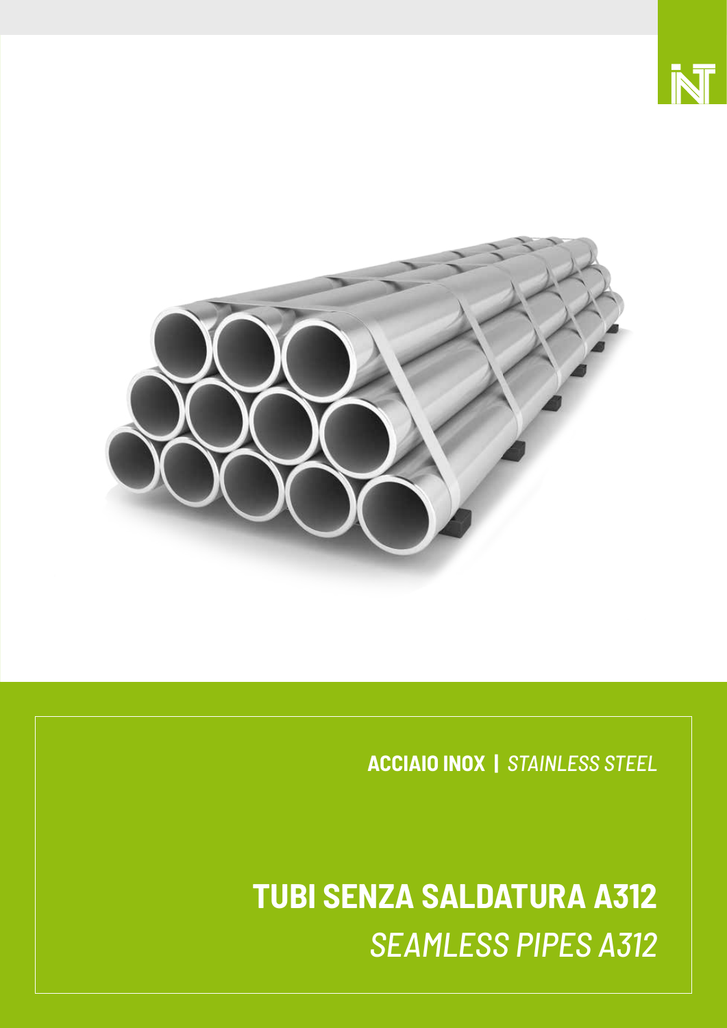**ACCIAIO INOX** | *STAINLESS STEEL*

# TUBI SENZA SALDATURA A312

*SEAMLESS PIPES A312*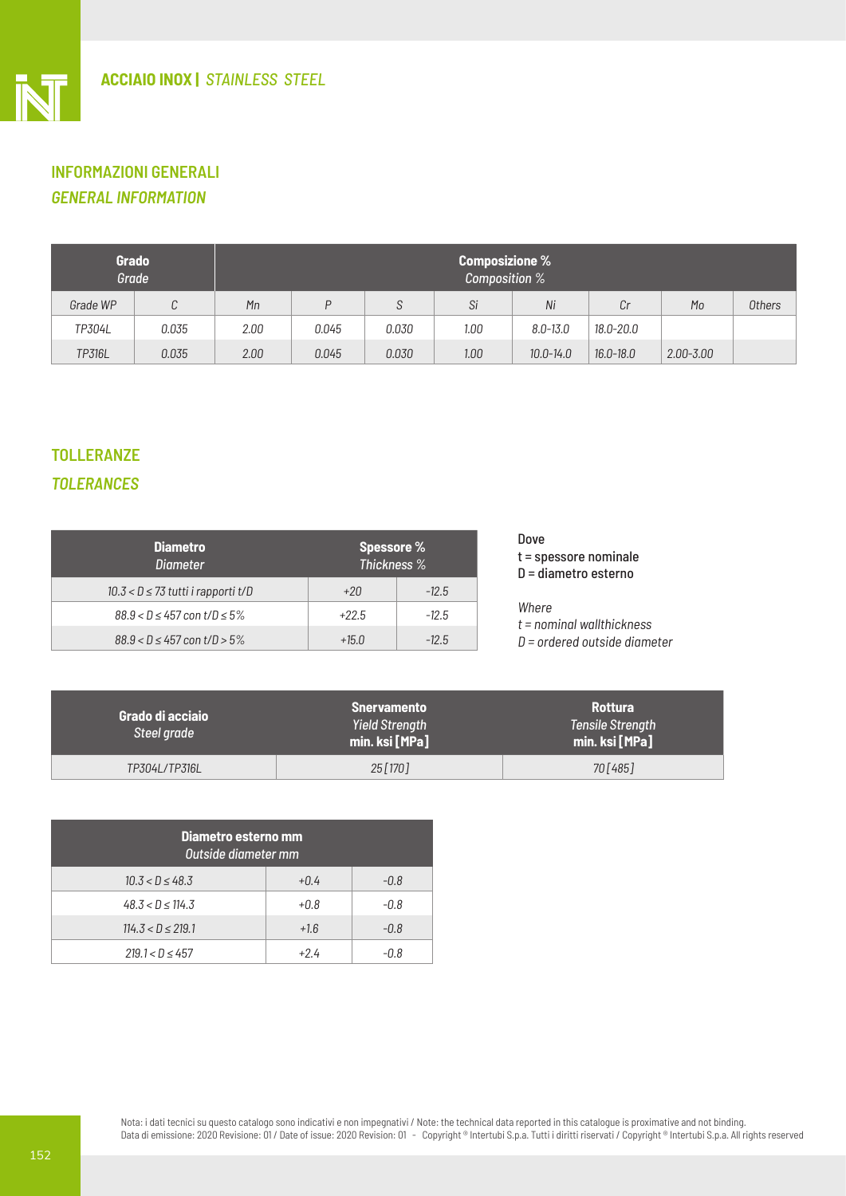## ACCIAIO INOX | *STAINLESS STEEL*

### INFORMAZIONI GENERALI
### *GENERAL INFORMATION*

| Grado *Grade* | | Composizione % *Composition %* | | | | | | | |
|---|---|---|---|---|---|---|---|---|---|
| *Grade WP* | *C* | *Mn* | *P* | *S* | *Si* | *Ni* | *Cr* | *Mo* | *Others* |
| *TP304L* | *0.035* | *2.00* | *0.045* | *0.030* | *1.00* | *8.0-13.0* | *18.0-20.0* | | |
| *TP316L* | *0.035* | *2.00* | *0.045* | *0.030* | *1.00* | *10.0-14.0* | *16.0-18.0* | *2.00-3.00* | |

### TOLLERANZE
### *TOLERANCES*

| Diametro *Diameter* | Spessore % *Thickness %* | |
|---|---|---|
| *10.3 < D ≤ 73 tutti i rapporti t/D* | *+20* | *-12.5* |
| *88.9 < D ≤ 457 con t/D ≤ 5%* | *+22.5* | *-12.5* |
| *88.9 < D ≤ 457 con t/D > 5%* | *+15.0* | *-12.5* |

Dove
t = spessore nominale
D = diametro esterno

*Where*
*t = nominal wallthickness*
*D = ordered outside diameter*

| Grado di acciaio *Steel grade* | Snervamento *Yield Strength* min. ksi [MPa] | Rottura *Tensile Strength* min. ksi [MPa] |
|---|---|---|
| *TP304L/TP316L* | *25 [170]* | *70 [485]* |

| Diametro esterno mm *Outside diameter mm* | | |
|---|---|---|
| *10.3 < D ≤ 48.3* | *+0.4* | *-0.8* |
| *48.3 < D ≤ 114.3* | *+0.8* | *-0.8* |
| *114.3 < D ≤ 219.1* | *+1.6* | *-0.8* |
| *219.1 < D ≤ 457* | *+2.4* | *-0.8* |

Nota: i dati tecnici su questo catalogo sono indicativi e non impegnativi / Note: the technical data reported in this catalogue is proximative and not binding.
Data di emissione: 2020 Revisione: 01 / Date of issue: 2020 Revision: 01 - Copyright ® Intertubi S.p.a. Tutti i diritti riservati / Copyright ® Intertubi S.p.a. All rights reserved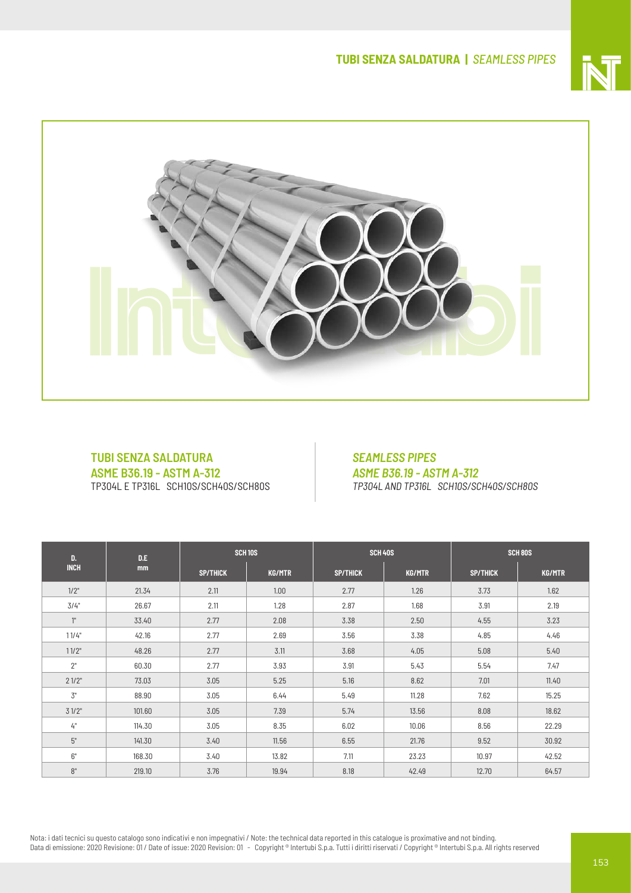## TUBI SENZA SALDATURA
### ASME B36.19 - ASTM A-312
TP304L E TP316L SCH10S/SCH40S/SCH80S

## *SEAMLESS PIPES*
### *ASME B36.19 - ASTM A-312*
*TP304L AND TP316L SCH10S/SCH40S/SCH80S*

| D. INCH | D.E mm | SCH 10S | | SCH 40S | | SCH 80S | |
|---|---|---|---|---|---|---|---|
| | | SP/THICK | KG/MTR | SP/THICK | KG/MTR | SP/THICK | KG/MTR |
| 1/2" | 21.34 | 2.11 | 1.00 | 2.77 | 1.26 | 3.73 | 1.62 |
| 3/4" | 26.67 | 2.11 | 1.28 | 2.87 | 1.68 | 3.91 | 2.19 |
| 1" | 33.40 | 2.77 | 2.08 | 3.38 | 2.50 | 4.55 | 3.23 |
| 1 1/4" | 42.16 | 2.77 | 2.69 | 3.56 | 3.38 | 4.85 | 4.46 |
| 1 1/2" | 48.26 | 2.77 | 3.11 | 3.68 | 4.05 | 5.08 | 5.40 |
| 2" | 60.30 | 2.77 | 3.93 | 3.91 | 5.43 | 5.54 | 7.47 |
| 2 1/2" | 73.03 | 3.05 | 5.25 | 5.16 | 8.62 | 7.01 | 11.40 |
| 3" | 88.90 | 3.05 | 6.44 | 5.49 | 11.28 | 7.62 | 15.25 |
| 3 1/2" | 101.60 | 3.05 | 7.39 | 5.74 | 13.56 | 8.08 | 18.62 |
| 4" | 114.30 | 3.05 | 8.35 | 6.02 | 10.06 | 8.56 | 22.29 |
| 5" | 141.30 | 3.40 | 11.56 | 6.55 | 21.76 | 9.52 | 30.92 |
| 6" | 168.30 | 3.40 | 13.82 | 7.11 | 23.23 | 10.97 | 42.52 |
| 8" | 219.10 | 3.76 | 19.94 | 8.18 | 42.49 | 12.70 | 64.57 |

Nota: i dati tecnici su questo catalogo sono indicativi e non impegnativi / Note: the technical data reported in this catalogue is proximative and not binding.
Data di emissione: 2020 Revisione: 01 / Date of issue: 2020 Revision: 01 - Copyright ® Intertubi S.p.a. Tutti i diritti riservati / Copyright ® Intertubi S.p.a. All rights reserved